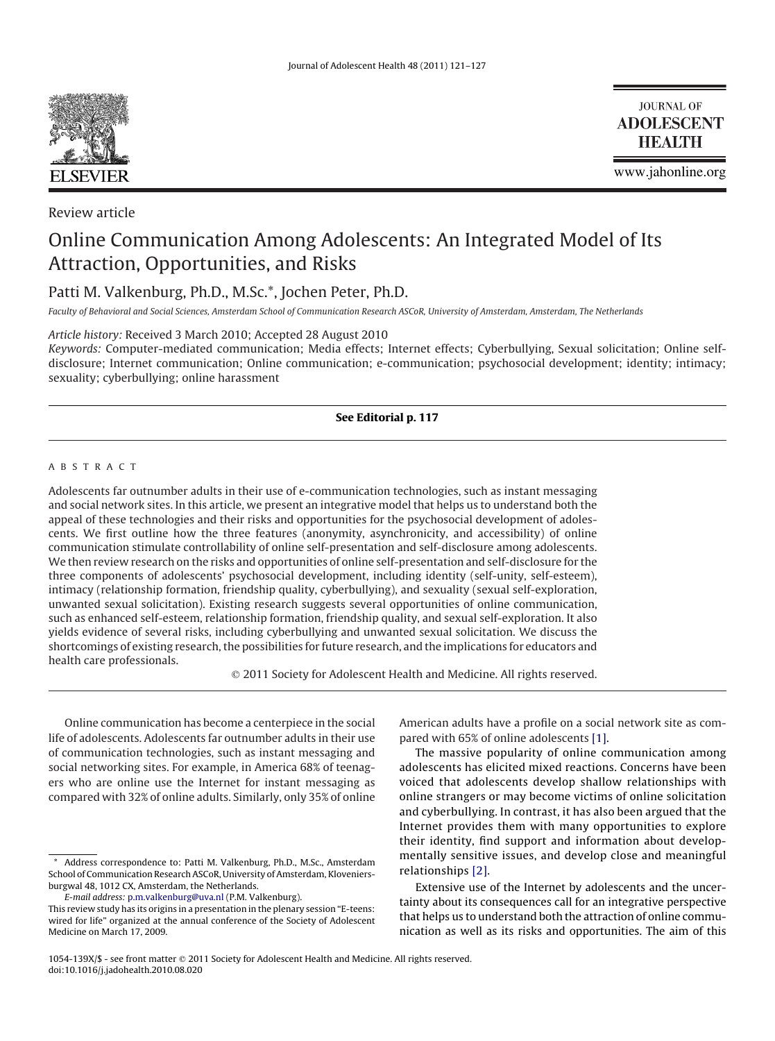Review article

# Online Communication Among Adolescents: An Integrated Model of Its Attraction, Opportunities, and Risks

Patti M. Valkenburg, Ph.D., M.Sc.*, Jochen Peter, Ph.D.

*Faculty of Behavioral and Social Sciences, Amsterdam School of Communication Research ASCoR, University of Amsterdam, Amsterdam, The Netherlands*

*Article history:* Received 3 March 2010; Accepted 28 August 2010

*Keywords:* Computer-mediated communication; Media effects; Internet effects; Cyberbullying, Sexual solicitation; Online self-disclosure; Internet communication; Online communication; e-communication; psychosocial development; identity; intimacy; sexuality; cyberbullying; online harassment

**See Editorial p. 117**

## ABSTRACT

Adolescents far outnumber adults in their use of e-communication technologies, such as instant messaging and social network sites. In this article, we present an integrative model that helps us to understand both the appeal of these technologies and their risks and opportunities for the psychosocial development of adolescents. We first outline how the three features (anonymity, asynchronicity, and accessibility) of online communication stimulate controllability of online self-presentation and self-disclosure among adolescents. We then review research on the risks and opportunities of online self-presentation and self-disclosure for the three components of adolescents' psychosocial development, including identity (self-unity, self-esteem), intimacy (relationship formation, friendship quality, cyberbullying), and sexuality (sexual self-exploration, unwanted sexual solicitation). Existing research suggests several opportunities of online communication, such as enhanced self-esteem, relationship formation, friendship quality, and sexual self-exploration. It also yields evidence of several risks, including cyberbullying and unwanted sexual solicitation. We discuss the shortcomings of existing research, the possibilities for future research, and the implications for educators and health care professionals.

© 2011 Society for Adolescent Health and Medicine. All rights reserved.

Online communication has become a centerpiece in the social life of adolescents. Adolescents far outnumber adults in their use of communication technologies, such as instant messaging and social networking sites. For example, in America 68% of teenagers who are online use the Internet for instant messaging as compared with 32% of online adults. Similarly, only 35% of online American adults have a profile on a social network site as compared with 65% of online adolescents [1].

The massive popularity of online communication among adolescents has elicited mixed reactions. Concerns have been voiced that adolescents develop shallow relationships with online strangers or may become victims of online solicitation and cyberbullying. In contrast, it has also been argued that the Internet provides them with many opportunities to explore their identity, find support and information about developmentally sensitive issues, and develop close and meaningful relationships [2].

Extensive use of the Internet by adolescents and the uncertainty about its consequences call for an integrative perspective that helps us to understand both the attraction of online communication as well as its risks and opportunities. The aim of this

\* Address correspondence to: Patti M. Valkenburg, Ph.D., M.Sc., Amsterdam School of Communication Research ASCoR, University of Amsterdam, Kloveniersburgwal 48, 1012 CX, Amsterdam, the Netherlands.

*E-mail address:* p.m.valkenburg@uva.nl (P.M. Valkenburg).

This review study has its origins in a presentation in the plenary session "E-teens: wired for life" organized at the annual conference of the Society of Adolescent Medicine on March 17, 2009.

1054-139X/$ - see front matter © 2011 Society for Adolescent Health and Medicine. All rights reserved.
doi:10.1016/j.jadohealth.2010.08.020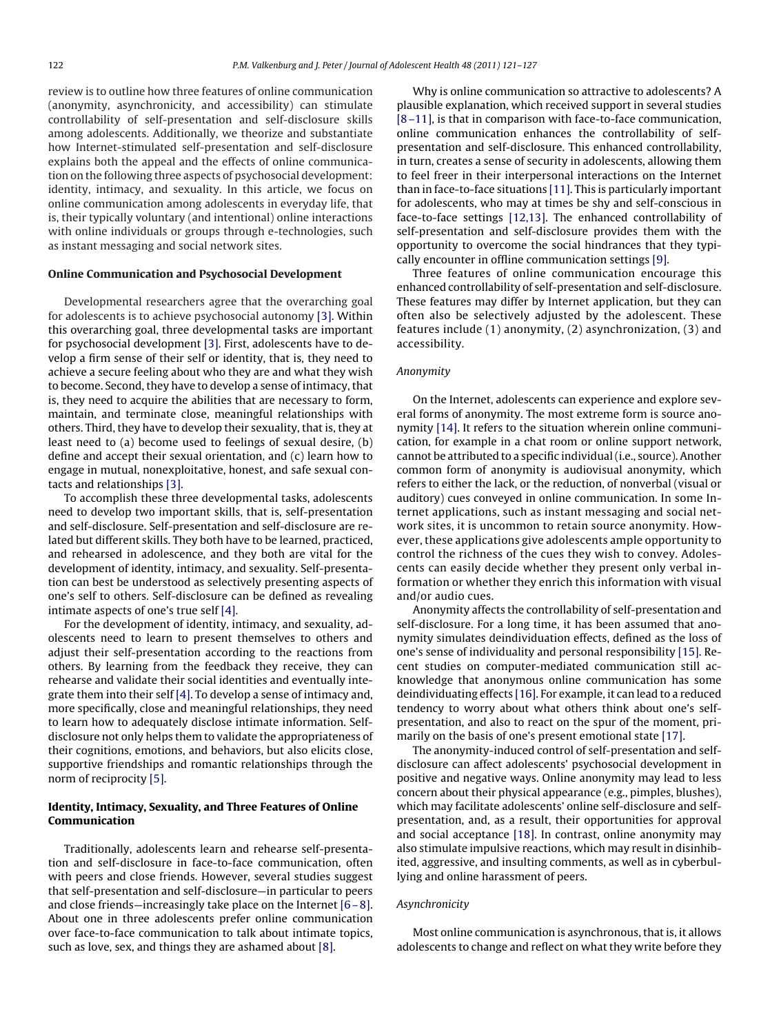review is to outline how three features of online communication (anonymity, asynchronicity, and accessibility) can stimulate controllability of self-presentation and self-disclosure skills among adolescents. Additionally, we theorize and substantiate how Internet-stimulated self-presentation and self-disclosure explains both the appeal and the effects of online communication on the following three aspects of psychosocial development: identity, intimacy, and sexuality. In this article, we focus on online communication among adolescents in everyday life, that is, their typically voluntary (and intentional) online interactions with online individuals or groups through e-technologies, such as instant messaging and social network sites.

## Online Communication and Psychosocial Development

Developmental researchers agree that the overarching goal for adolescents is to achieve psychosocial autonomy [3]. Within this overarching goal, three developmental tasks are important for psychosocial development [3]. First, adolescents have to develop a firm sense of their self or identity, that is, they need to achieve a secure feeling about who they are and what they wish to become. Second, they have to develop a sense of intimacy, that is, they need to acquire the abilities that are necessary to form, maintain, and terminate close, meaningful relationships with others. Third, they have to develop their sexuality, that is, they at least need to (a) become used to feelings of sexual desire, (b) define and accept their sexual orientation, and (c) learn how to engage in mutual, nonexploitative, honest, and safe sexual contacts and relationships [3].

To accomplish these three developmental tasks, adolescents need to develop two important skills, that is, self-presentation and self-disclosure. Self-presentation and self-disclosure are related but different skills. They both have to be learned, practiced, and rehearsed in adolescence, and they both are vital for the development of identity, intimacy, and sexuality. Self-presentation can best be understood as selectively presenting aspects of one's self to others. Self-disclosure can be defined as revealing intimate aspects of one's true self [4].

For the development of identity, intimacy, and sexuality, adolescents need to learn to present themselves to others and adjust their self-presentation according to the reactions from others. By learning from the feedback they receive, they can rehearse and validate their social identities and eventually integrate them into their self [4]. To develop a sense of intimacy and, more specifically, close and meaningful relationships, they need to learn how to adequately disclose intimate information. Self-disclosure not only helps them to validate the appropriateness of their cognitions, emotions, and behaviors, but also elicits close, supportive friendships and romantic relationships through the norm of reciprocity [5].

## Identity, Intimacy, Sexuality, and Three Features of Online Communication

Traditionally, adolescents learn and rehearse self-presentation and self-disclosure in face-to-face communication, often with peers and close friends. However, several studies suggest that self-presentation and self-disclosure—in particular to peers and close friends—increasingly take place on the Internet [6–8]. About one in three adolescents prefer online communication over face-to-face communication to talk about intimate topics, such as love, sex, and things they are ashamed about [8].

Why is online communication so attractive to adolescents? A plausible explanation, which received support in several studies [8–11], is that in comparison with face-to-face communication, online communication enhances the controllability of self-presentation and self-disclosure. This enhanced controllability, in turn, creates a sense of security in adolescents, allowing them to feel freer in their interpersonal interactions on the Internet than in face-to-face situations [11]. This is particularly important for adolescents, who may at times be shy and self-conscious in face-to-face settings [12,13]. The enhanced controllability of self-presentation and self-disclosure provides them with the opportunity to overcome the social hindrances that they typically encounter in offline communication settings [9].

Three features of online communication encourage this enhanced controllability of self-presentation and self-disclosure. These features may differ by Internet application, but they can often also be selectively adjusted by the adolescent. These features include (1) anonymity, (2) asynchronization, (3) and accessibility.

### *Anonymity*

On the Internet, adolescents can experience and explore several forms of anonymity. The most extreme form is source anonymity [14]. It refers to the situation wherein online communication, for example in a chat room or online support network, cannot be attributed to a specific individual (i.e., source). Another common form of anonymity is audiovisual anonymity, which refers to either the lack, or the reduction, of nonverbal (visual or auditory) cues conveyed in online communication. In some Internet applications, such as instant messaging and social network sites, it is uncommon to retain source anonymity. However, these applications give adolescents ample opportunity to control the richness of the cues they wish to convey. Adolescents can easily decide whether they present only verbal information or whether they enrich this information with visual and/or audio cues.

Anonymity affects the controllability of self-presentation and self-disclosure. For a long time, it has been assumed that anonymity simulates deindividuation effects, defined as the loss of one's sense of individuality and personal responsibility [15]. Recent studies on computer-mediated communication still acknowledge that anonymous online communication has some deindividuating effects [16]. For example, it can lead to a reduced tendency to worry about what others think about one's self-presentation, and also to react on the spur of the moment, primarily on the basis of one's present emotional state [17].

The anonymity-induced control of self-presentation and self-disclosure can affect adolescents' psychosocial development in positive and negative ways. Online anonymity may lead to less concern about their physical appearance (e.g., pimples, blushes), which may facilitate adolescents' online self-disclosure and self-presentation, and, as a result, their opportunities for approval and social acceptance [18]. In contrast, online anonymity may also stimulate impulsive reactions, which may result in disinhibited, aggressive, and insulting comments, as well as in cyberbullying and online harassment of peers.

### *Asynchronicity*

Most online communication is asynchronous, that is, it allows adolescents to change and reflect on what they write before they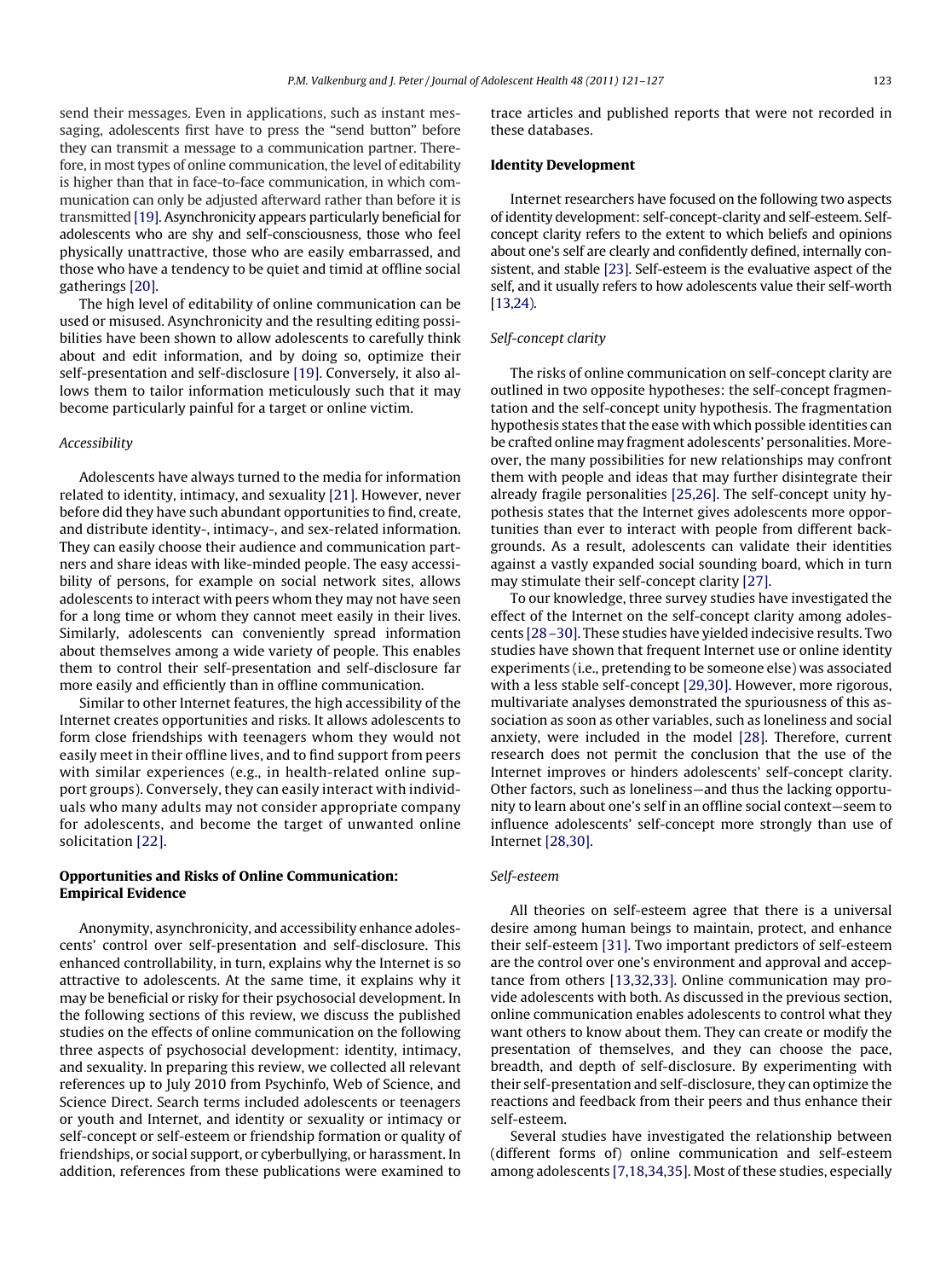send their messages. Even in applications, such as instant messaging, adolescents first have to press the "send button" before they can transmit a message to a communication partner. Therefore, in most types of online communication, the level of editability is higher than that in face-to-face communication, in which communication can only be adjusted afterward rather than before it is transmitted [19]. Asynchronicity appears particularly beneficial for adolescents who are shy and self-consciousness, those who feel physically unattractive, those who are easily embarrassed, and those who have a tendency to be quiet and timid at offline social gatherings [20].

The high level of editability of online communication can be used or misused. Asynchronicity and the resulting editing possibilities have been shown to allow adolescents to carefully think about and edit information, and by doing so, optimize their self-presentation and self-disclosure [19]. Conversely, it also allows them to tailor information meticulously such that it may become particularly painful for a target or online victim.

*Accessibility*

Adolescents have always turned to the media for information related to identity, intimacy, and sexuality [21]. However, never before did they have such abundant opportunities to find, create, and distribute identity-, intimacy-, and sex-related information. They can easily choose their audience and communication partners and share ideas with like-minded people. The easy accessibility of persons, for example on social network sites, allows adolescents to interact with peers whom they may not have seen for a long time or whom they cannot meet easily in their lives. Similarly, adolescents can conveniently spread information about themselves among a wide variety of people. This enables them to control their self-presentation and self-disclosure far more easily and efficiently than in offline communication.

Similar to other Internet features, the high accessibility of the Internet creates opportunities and risks. It allows adolescents to form close friendships with teenagers whom they would not easily meet in their offline lives, and to find support from peers with similar experiences (e.g., in health-related online support groups). Conversely, they can easily interact with individuals who many adults may not consider appropriate company for adolescents, and become the target of unwanted online solicitation [22].

## Opportunities and Risks of Online Communication: Empirical Evidence

Anonymity, asynchronicity, and accessibility enhance adolescents' control over self-presentation and self-disclosure. This enhanced controllability, in turn, explains why the Internet is so attractive to adolescents. At the same time, it explains why it may be beneficial or risky for their psychosocial development. In the following sections of this review, we discuss the published studies on the effects of online communication on the following three aspects of psychosocial development: identity, intimacy, and sexuality. In preparing this review, we collected all relevant references up to July 2010 from Psychinfo, Web of Science, and Science Direct. Search terms included adolescents or teenagers or youth and Internet, and identity or sexuality or intimacy or self-concept or self-esteem or friendship formation or quality of friendships, or social support, or cyberbullying, or harassment. In addition, references from these publications were examined to trace articles and published reports that were not recorded in these databases.

## Identity Development

Internet researchers have focused on the following two aspects of identity development: self-concept-clarity and self-esteem. Self-concept clarity refers to the extent to which beliefs and opinions about one's self are clearly and confidently defined, internally consistent, and stable [23]. Self-esteem is the evaluative aspect of the self, and it usually refers to how adolescents value their self-worth [13,24].

*Self-concept clarity*

The risks of online communication on self-concept clarity are outlined in two opposite hypotheses: the self-concept fragmentation and the self-concept unity hypothesis. The fragmentation hypothesis states that the ease with which possible identities can be crafted online may fragment adolescents' personalities. Moreover, the many possibilities for new relationships may confront them with people and ideas that may further disintegrate their already fragile personalities [25,26]. The self-concept unity hypothesis states that the Internet gives adolescents more opportunities than ever to interact with people from different backgrounds. As a result, adolescents can validate their identities against a vastly expanded social sounding board, which in turn may stimulate their self-concept clarity [27].

To our knowledge, three survey studies have investigated the effect of the Internet on the self-concept clarity among adolescents [28–30]. These studies have yielded indecisive results. Two studies have shown that frequent Internet use or online identity experiments (i.e., pretending to be someone else) was associated with a less stable self-concept [29,30]. However, more rigorous, multivariate analyses demonstrated the spuriousness of this association as soon as other variables, such as loneliness and social anxiety, were included in the model [28]. Therefore, current research does not permit the conclusion that the use of the Internet improves or hinders adolescents' self-concept clarity. Other factors, such as loneliness—and thus the lacking opportunity to learn about one's self in an offline social context—seem to influence adolescents' self-concept more strongly than use of Internet [28,30].

*Self-esteem*

All theories on self-esteem agree that there is a universal desire among human beings to maintain, protect, and enhance their self-esteem [31]. Two important predictors of self-esteem are the control over one's environment and approval and acceptance from others [13,32,33]. Online communication may provide adolescents with both. As discussed in the previous section, online communication enables adolescents to control what they want others to know about them. They can create or modify the presentation of themselves, and they can choose the pace, breadth, and depth of self-disclosure. By experimenting with their self-presentation and self-disclosure, they can optimize the reactions and feedback from their peers and thus enhance their self-esteem.

Several studies have investigated the relationship between (different forms of) online communication and self-esteem among adolescents [7,18,34,35]. Most of these studies, especially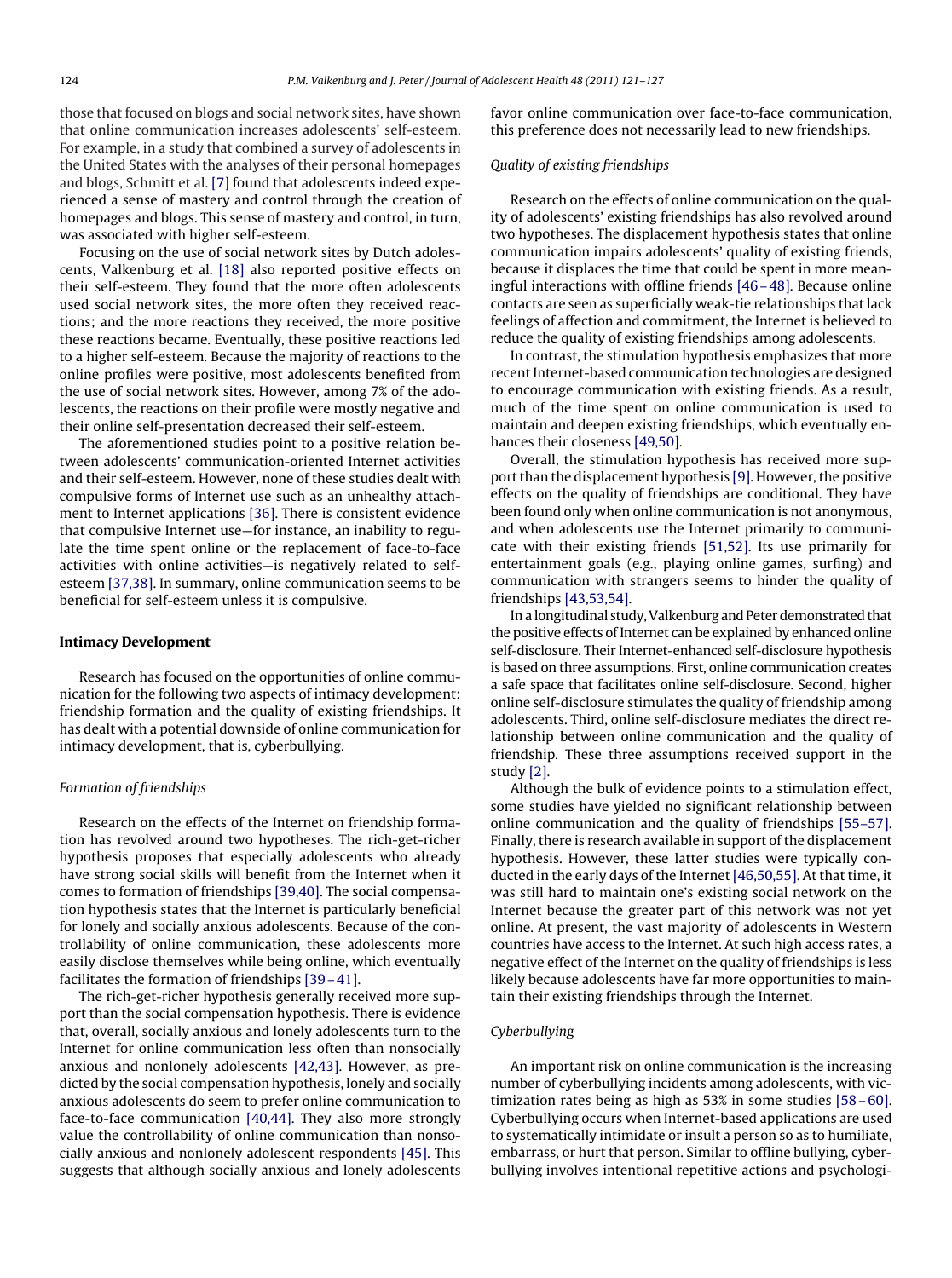those that focused on blogs and social network sites, have shown that online communication increases adolescents' self-esteem. For example, in a study that combined a survey of adolescents in the United States with the analyses of their personal homepages and blogs, Schmitt et al. [7] found that adolescents indeed experienced a sense of mastery and control through the creation of homepages and blogs. This sense of mastery and control, in turn, was associated with higher self-esteem.

Focusing on the use of social network sites by Dutch adolescents, Valkenburg et al. [18] also reported positive effects on their self-esteem. They found that the more often adolescents used social network sites, the more often they received reactions; and the more reactions they received, the more positive these reactions became. Eventually, these positive reactions led to a higher self-esteem. Because the majority of reactions to the online profiles were positive, most adolescents benefited from the use of social network sites. However, among 7% of the adolescents, the reactions on their profile were mostly negative and their online self-presentation decreased their self-esteem.

The aforementioned studies point to a positive relation between adolescents' communication-oriented Internet activities and their self-esteem. However, none of these studies dealt with compulsive forms of Internet use such as an unhealthy attachment to Internet applications [36]. There is consistent evidence that compulsive Internet use—for instance, an inability to regulate the time spent online or the replacement of face-to-face activities with online activities—is negatively related to self-esteem [37,38]. In summary, online communication seems to be beneficial for self-esteem unless it is compulsive.

## Intimacy Development

Research has focused on the opportunities of online communication for the following two aspects of intimacy development: friendship formation and the quality of existing friendships. It has dealt with a potential downside of online communication for intimacy development, that is, cyberbullying.

### *Formation of friendships*

Research on the effects of the Internet on friendship formation has revolved around two hypotheses. The rich-get-richer hypothesis proposes that especially adolescents who already have strong social skills will benefit from the Internet when it comes to formation of friendships [39,40]. The social compensation hypothesis states that the Internet is particularly beneficial for lonely and socially anxious adolescents. Because of the controllability of online communication, these adolescents more easily disclose themselves while being online, which eventually facilitates the formation of friendships [39–41].

The rich-get-richer hypothesis generally received more support than the social compensation hypothesis. There is evidence that, overall, socially anxious and lonely adolescents turn to the Internet for online communication less often than nonsocially anxious and nonlonely adolescents [42,43]. However, as predicted by the social compensation hypothesis, lonely and socially anxious adolescents do seem to prefer online communication to face-to-face communication [40,44]. They also more strongly value the controllability of online communication than nonsocially anxious and nonlonely adolescent respondents [45]. This suggests that although socially anxious and lonely adolescents favor online communication over face-to-face communication, this preference does not necessarily lead to new friendships.

### *Quality of existing friendships*

Research on the effects of online communication on the quality of adolescents' existing friendships has also revolved around two hypotheses. The displacement hypothesis states that online communication impairs adolescents' quality of existing friends, because it displaces the time that could be spent in more meaningful interactions with offline friends [46–48]. Because online contacts are seen as superficially weak-tie relationships that lack feelings of affection and commitment, the Internet is believed to reduce the quality of existing friendships among adolescents.

In contrast, the stimulation hypothesis emphasizes that more recent Internet-based communication technologies are designed to encourage communication with existing friends. As a result, much of the time spent on online communication is used to maintain and deepen existing friendships, which eventually enhances their closeness [49,50].

Overall, the stimulation hypothesis has received more support than the displacement hypothesis [9]. However, the positive effects on the quality of friendships are conditional. They have been found only when online communication is not anonymous, and when adolescents use the Internet primarily to communicate with their existing friends [51,52]. Its use primarily for entertainment goals (e.g., playing online games, surfing) and communication with strangers seems to hinder the quality of friendships [43,53,54].

In a longitudinal study, Valkenburg and Peter demonstrated that the positive effects of Internet can be explained by enhanced online self-disclosure. Their Internet-enhanced self-disclosure hypothesis is based on three assumptions. First, online communication creates a safe space that facilitates online self-disclosure. Second, higher online self-disclosure stimulates the quality of friendship among adolescents. Third, online self-disclosure mediates the direct relationship between online communication and the quality of friendship. These three assumptions received support in the study [2].

Although the bulk of evidence points to a stimulation effect, some studies have yielded no significant relationship between online communication and the quality of friendships [55–57]. Finally, there is research available in support of the displacement hypothesis. However, these latter studies were typically conducted in the early days of the Internet [46,50,55]. At that time, it was still hard to maintain one's existing social network on the Internet because the greater part of this network was not yet online. At present, the vast majority of adolescents in Western countries have access to the Internet. At such high access rates, a negative effect of the Internet on the quality of friendships is less likely because adolescents have far more opportunities to maintain their existing friendships through the Internet.

### *Cyberbullying*

An important risk on online communication is the increasing number of cyberbullying incidents among adolescents, with victimization rates being as high as 53% in some studies [58–60]. Cyberbullying occurs when Internet-based applications are used to systematically intimidate or insult a person so as to humiliate, embarrass, or hurt that person. Similar to offline bullying, cyberbullying involves intentional repetitive actions and psychologi-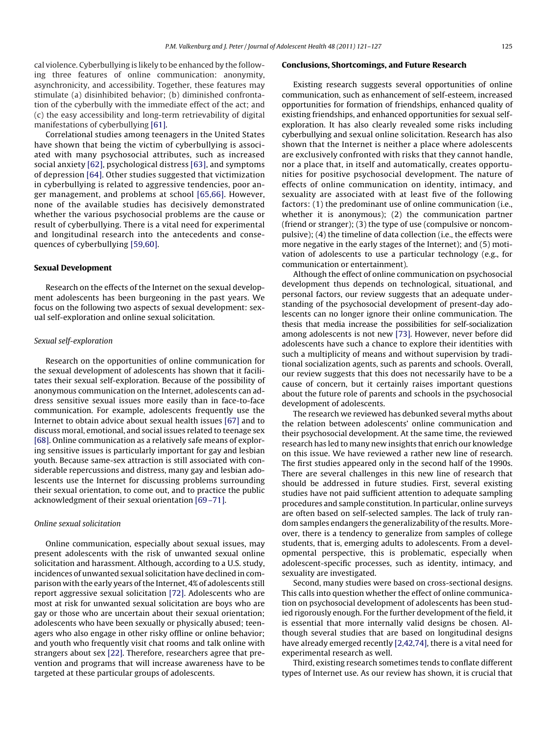cal violence. Cyberbullying is likely to be enhanced by the following three features of online communication: anonymity, asynchronicity, and accessibility. Together, these features may stimulate (a) disinhibited behavior; (b) diminished confrontation of the cyberbully with the immediate effect of the act; and (c) the easy accessibility and long-term retrievability of digital manifestations of cyberbullying [61].

Correlational studies among teenagers in the United States have shown that being the victim of cyberbullying is associated with many psychosocial attributes, such as increased social anxiety [62], psychological distress [63], and symptoms of depression [64]. Other studies suggested that victimization in cyberbullying is related to aggressive tendencies, poor anger management, and problems at school [65,66]. However, none of the available studies has decisively demonstrated whether the various psychosocial problems are the cause or result of cyberbullying. There is a vital need for experimental and longitudinal research into the antecedents and consequences of cyberbullying [59,60].

### Sexual Development

Research on the effects of the Internet on the sexual development adolescents has been burgeoning in the past years. We focus on the following two aspects of sexual development: sexual self-exploration and online sexual solicitation.

#### *Sexual self-exploration*

Research on the opportunities of online communication for the sexual development of adolescents has shown that it facilitates their sexual self-exploration. Because of the possibility of anonymous communication on the Internet, adolescents can address sensitive sexual issues more easily than in face-to-face communication. For example, adolescents frequently use the Internet to obtain advice about sexual health issues [67] and to discuss moral, emotional, and social issues related to teenage sex [68]. Online communication as a relatively safe means of exploring sensitive issues is particularly important for gay and lesbian youth. Because same-sex attraction is still associated with considerable repercussions and distress, many gay and lesbian adolescents use the Internet for discussing problems surrounding their sexual orientation, to come out, and to practice the public acknowledgment of their sexual orientation [69–71].

#### *Online sexual solicitation*

Online communication, especially about sexual issues, may present adolescents with the risk of unwanted sexual online solicitation and harassment. Although, according to a U.S. study, incidences of unwanted sexual solicitation have declined in comparison with the early years of the Internet, 4% of adolescents still report aggressive sexual solicitation [72]. Adolescents who are most at risk for unwanted sexual solicitation are boys who are gay or those who are uncertain about their sexual orientation; adolescents who have been sexually or physically abused; teenagers who also engage in other risky offline or online behavior; and youth who frequently visit chat rooms and talk online with strangers about sex [22]. Therefore, researchers agree that prevention and programs that will increase awareness have to be targeted at these particular groups of adolescents.

### Conclusions, Shortcomings, and Future Research

Existing research suggests several opportunities of online communication, such as enhancement of self-esteem, increased opportunities for formation of friendships, enhanced quality of existing friendships, and enhanced opportunities for sexual self-exploration. It has also clearly revealed some risks including cyberbullying and sexual online solicitation. Research has also shown that the Internet is neither a place where adolescents are exclusively confronted with risks that they cannot handle, nor a place that, in itself and automatically, creates opportunities for positive psychosocial development. The nature of effects of online communication on identity, intimacy, and sexuality are associated with at least five of the following factors: (1) the predominant use of online communication (i.e., whether it is anonymous); (2) the communication partner (friend or stranger); (3) the type of use (compulsive or noncompulsive); (4) the timeline of data collection (i.e., the effects were more negative in the early stages of the Internet); and (5) motivation of adolescents to use a particular technology (e.g., for communication or entertainment).

Although the effect of online communication on psychosocial development thus depends on technological, situational, and personal factors, our review suggests that an adequate understanding of the psychosocial development of present-day adolescents can no longer ignore their online communication. The thesis that media increase the possibilities for self-socialization among adolescents is not new [73]. However, never before did adolescents have such a chance to explore their identities with such a multiplicity of means and without supervision by traditional socialization agents, such as parents and schools. Overall, our review suggests that this does not necessarily have to be a cause of concern, but it certainly raises important questions about the future role of parents and schools in the psychosocial development of adolescents.

The research we reviewed has debunked several myths about the relation between adolescents' online communication and their psychosocial development. At the same time, the reviewed research has led to many new insights that enrich our knowledge on this issue. We have reviewed a rather new line of research. The first studies appeared only in the second half of the 1990s. There are several challenges in this new line of research that should be addressed in future studies. First, several existing studies have not paid sufficient attention to adequate sampling procedures and sample constitution. In particular, online surveys are often based on self-selected samples. The lack of truly random samples endangers the generalizability of the results. Moreover, there is a tendency to generalize from samples of college students, that is, emerging adults to adolescents. From a developmental perspective, this is problematic, especially when adolescent-specific processes, such as identity, intimacy, and sexuality are investigated.

Second, many studies were based on cross-sectional designs. This calls into question whether the effect of online communication on psychosocial development of adolescents has been studied rigorously enough. For the further development of the field, it is essential that more internally valid designs be chosen. Although several studies that are based on longitudinal designs have already emerged recently [2,42,74], there is a vital need for experimental research as well.

Third, existing research sometimes tends to conflate different types of Internet use. As our review has shown, it is crucial that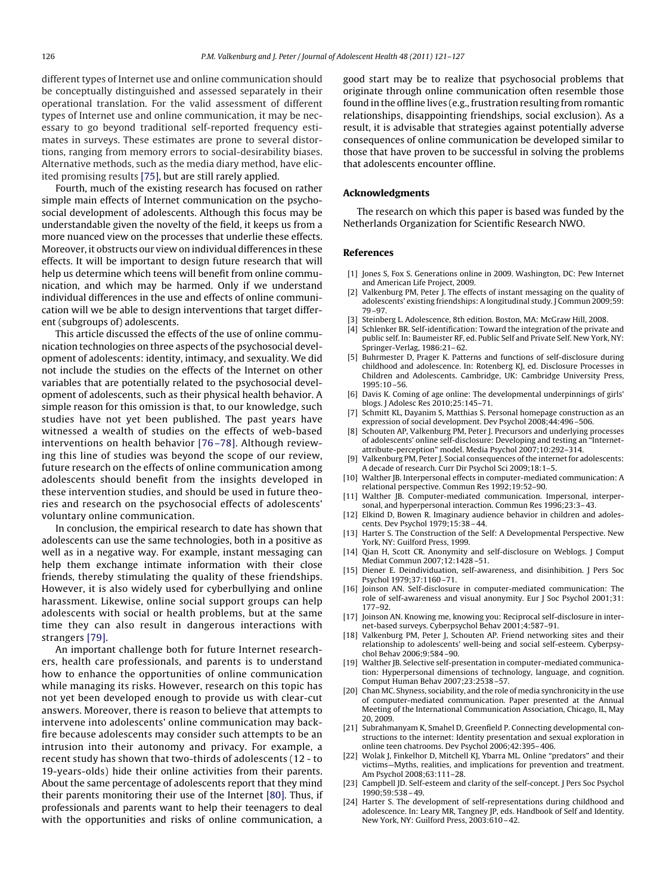different types of Internet use and online communication should be conceptually distinguished and assessed separately in their operational translation. For the valid assessment of different types of Internet use and online communication, it may be necessary to go beyond traditional self-reported frequency estimates in surveys. These estimates are prone to several distortions, ranging from memory errors to social-desirability biases. Alternative methods, such as the media diary method, have elicited promising results [75], but are still rarely applied.

Fourth, much of the existing research has focused on rather simple main effects of Internet communication on the psychosocial development of adolescents. Although this focus may be understandable given the novelty of the field, it keeps us from a more nuanced view on the processes that underlie these effects. Moreover, it obstructs our view on individual differences in these effects. It will be important to design future research that will help us determine which teens will benefit from online communication, and which may be harmed. Only if we understand individual differences in the use and effects of online communication will we be able to design interventions that target different (subgroups of) adolescents.

This article discussed the effects of the use of online communication technologies on three aspects of the psychosocial development of adolescents: identity, intimacy, and sexuality. We did not include the studies on the effects of the Internet on other variables that are potentially related to the psychosocial development of adolescents, such as their physical health behavior. A simple reason for this omission is that, to our knowledge, such studies have not yet been published. The past years have witnessed a wealth of studies on the effects of web-based interventions on health behavior [76–78]. Although reviewing this line of studies was beyond the scope of our review, future research on the effects of online communication among adolescents should benefit from the insights developed in these intervention studies, and should be used in future theories and research on the psychosocial effects of adolescents' voluntary online communication.

In conclusion, the empirical research to date has shown that adolescents can use the same technologies, both in a positive as well as in a negative way. For example, instant messaging can help them exchange intimate information with their close friends, thereby stimulating the quality of these friendships. However, it is also widely used for cyberbullying and online harassment. Likewise, online social support groups can help adolescents with social or health problems, but at the same time they can also result in dangerous interactions with strangers [79].

An important challenge both for future Internet researchers, health care professionals, and parents is to understand how to enhance the opportunities of online communication while managing its risks. However, research on this topic has not yet been developed enough to provide us with clear-cut answers. Moreover, there is reason to believe that attempts to intervene into adolescents' online communication may backfire because adolescents may consider such attempts to be an intrusion into their autonomy and privacy. For example, a recent study has shown that two-thirds of adolescents (12 - to 19-years-olds) hide their online activities from their parents. About the same percentage of adolescents report that they mind their parents monitoring their use of the Internet [80]. Thus, if professionals and parents want to help their teenagers to deal with the opportunities and risks of online communication, a good start may be to realize that psychosocial problems that originate through online communication often resemble those found in the offline lives (e.g., frustration resulting from romantic relationships, disappointing friendships, social exclusion). As a result, it is advisable that strategies against potentially adverse consequences of online communication be developed similar to those that have proven to be successful in solving the problems that adolescents encounter offline.

## Acknowledgments

The research on which this paper is based was funded by the Netherlands Organization for Scientific Research NWO.

## References

[1] Jones S, Fox S. Generations online in 2009. Washington, DC: Pew Internet and American Life Project, 2009.
[2] Valkenburg PM, Peter J. The effects of instant messaging on the quality of adolescents' existing friendships: A longitudinal study. J Commun 2009;59: 79–97.
[3] Steinberg L. Adolescence, 8th edition. Boston, MA: McGraw Hill, 2008.
[4] Schlenker BR. Self-identification: Toward the integration of the private and public self. In: Baumeister RF, ed. Public Self and Private Self. New York, NY: Springer-Verlag, 1986:21–62.
[5] Buhrmester D, Prager K. Patterns and functions of self-disclosure during childhood and adolescence. In: Rotenberg KJ, ed. Disclosure Processes in Children and Adolescents. Cambridge, UK: Cambridge University Press, 1995:10–56.
[6] Davis K. Coming of age online: The developmental underpinnings of girls' blogs. J Adolesc Res 2010;25:145–71.
[7] Schmitt KL, Dayanim S, Matthias S. Personal homepage construction as an expression of social development. Dev Psychol 2008;44:496–506.
[8] Schouten AP, Valkenburg PM, Peter J. Precursors and underlying processes of adolescents' online self-disclosure: Developing and testing an "Internet-attribute-perception" model. Media Psychol 2007;10:292–314.
[9] Valkenburg PM, Peter J. Social consequences of the internet for adolescents: A decade of research. Curr Dir Psychol Sci 2009;18:1–5.
[10] Walther JB. Interpersonal effects in computer-mediated communication: A relational perspective. Commun Res 1992;19:52–90.
[11] Walther JB. Computer-mediated communication. Impersonal, interpersonal, and hyperpersonal interaction. Commun Res 1996;23:3–43.
[12] Elkind D, Bowen R. Imaginary audience behavior in children and adolescents. Dev Psychol 1979;15:38–44.
[13] Harter S. The Construction of the Self: A Developmental Perspective. New York, NY: Guilford Press, 1999.
[14] Qian H, Scott CR. Anonymity and self-disclosure on Weblogs. J Comput Mediat Commun 2007;12:1428–51.
[15] Diener E. Deindividuation, self-awareness, and disinhibition. J Pers Soc Psychol 1979;37:1160–71.
[16] Joinson AN. Self-disclosure in computer-mediated communication: The role of self-awareness and visual anonymity. Eur J Soc Psychol 2001;31: 177–92.
[17] Joinson AN. Knowing me, knowing you: Reciprocal self-disclosure in internet-based surveys. Cyberpsychol Behav 2001;4:587–91.
[18] Valkenburg PM, Peter J, Schouten AP. Friend networking sites and their relationship to adolescents' well-being and social self-esteem. Cyberpsychol Behav 2006;9:584–90.
[19] Walther JB. Selective self-presentation in computer-mediated communication: Hyperpersonal dimensions of technology, language, and cognition. Comput Human Behav 2007;23:2538–57.
[20] Chan MC. Shyness, sociability, and the role of media synchronicity in the use of computer-mediated communication. Paper presented at the Annual Meeting of the International Communication Association, Chicago, IL, May 20, 2009.
[21] Subrahmanyam K, Smahel D, Greenfield P. Connecting developmental constructions to the internet: Identity presentation and sexual exploration in online teen chatrooms. Dev Psychol 2006;42:395–406.
[22] Wolak J, Finkelhor D, Mitchell KJ, Ybarra ML. Online "predators" and their victims—Myths, realities, and implications for prevention and treatment. Am Psychol 2008;63:111–28.
[23] Campbell JD. Self-esteem and clarity of the self-concept. J Pers Soc Psychol 1990;59:538–49.
[24] Harter S. The development of self-representations during childhood and adolescence. In: Leary MR, Tangney JP, eds. Handbook of Self and Identity. New York, NY: Guilford Press, 2003:610–42.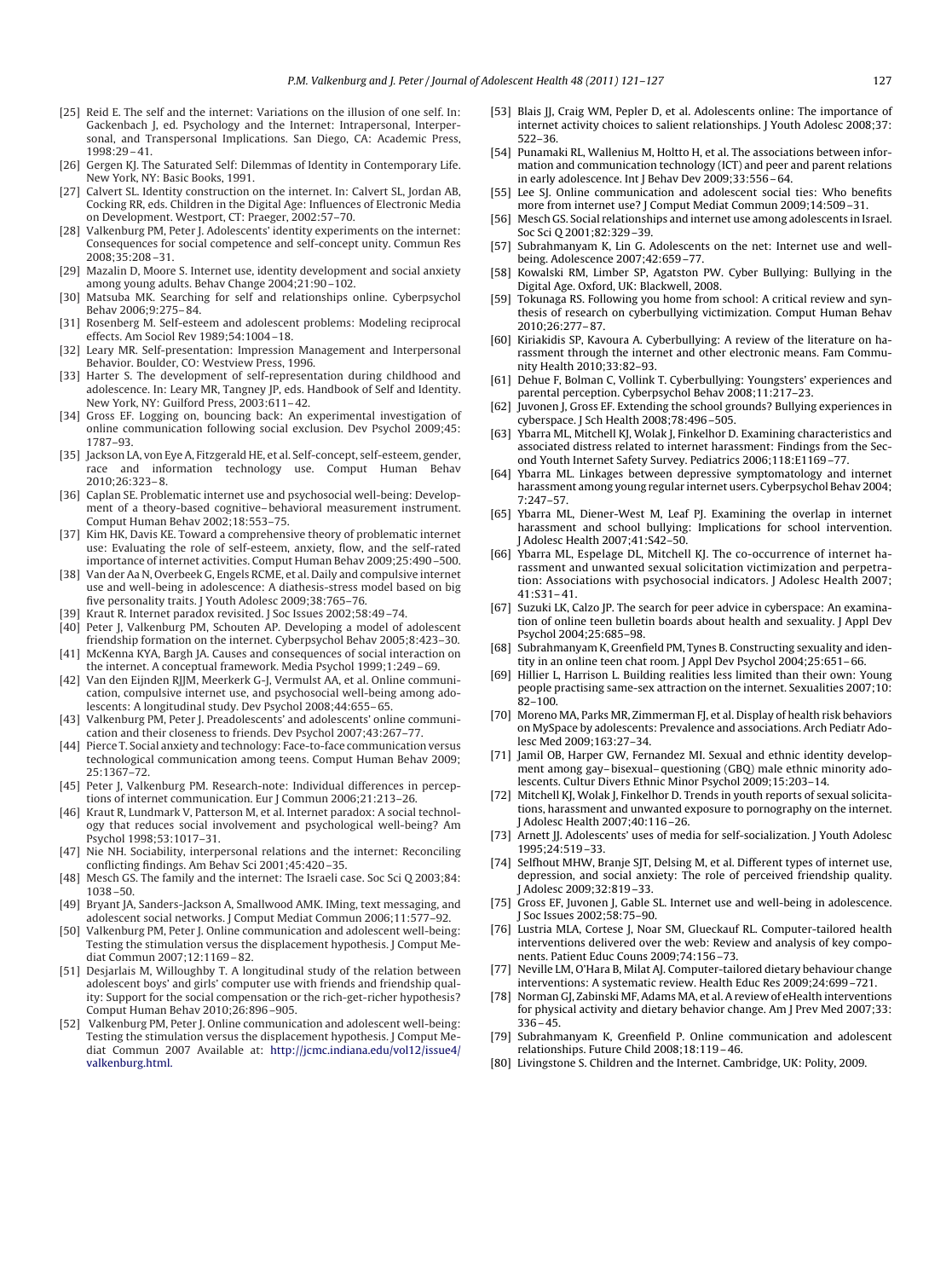[25] Reid E. The self and the internet: Variations on the illusion of one self. In: Gackenbach J, ed. Psychology and the Internet: Intrapersonal, Interpersonal, and Transpersonal Implications. San Diego, CA: Academic Press, 1998:29–41.

[26] Gergen KJ. The Saturated Self: Dilemmas of Identity in Contemporary Life. New York, NY: Basic Books, 1991.

[27] Calvert SL. Identity construction on the internet. In: Calvert SL, Jordan AB, Cocking RR, eds. Children in the Digital Age: Influences of Electronic Media on Development. Westport, CT: Praeger, 2002:57–70.

[28] Valkenburg PM, Peter J. Adolescents' identity experiments on the internet: Consequences for social competence and self-concept unity. Commun Res 2008;35:208–31.

[29] Mazalin D, Moore S. Internet use, identity development and social anxiety among young adults. Behav Change 2004;21:90–102.

[30] Matsuba MK. Searching for self and relationships online. Cyberpsychol Behav 2006;9:275–84.

[31] Rosenberg M. Self-esteem and adolescent problems: Modeling reciprocal effects. Am Sociol Rev 1989;54:1004–18.

[32] Leary MR. Self-presentation: Impression Management and Interpersonal Behavior. Boulder, CO: Westview Press, 1996.

[33] Harter S. The development of self-representation during childhood and adolescence. In: Leary MR, Tangney JP, eds. Handbook of Self and Identity. New York, NY: Guilford Press, 2003:611–42.

[34] Gross EF. Logging on, bouncing back: An experimental investigation of online communication following social exclusion. Dev Psychol 2009;45:1787–93.

[35] Jackson LA, von Eye A, Fitzgerald HE, et al. Self-concept, self-esteem, gender, race and information technology use. Comput Human Behav 2010;26:323–8.

[36] Caplan SE. Problematic internet use and psychosocial well-being: Development of a theory-based cognitive–behavioral measurement instrument. Comput Human Behav 2002;18:553–75.

[37] Kim HK, Davis KE. Toward a comprehensive theory of problematic internet use: Evaluating the role of self-esteem, anxiety, flow, and the self-rated importance of internet activities. Comput Human Behav 2009;25:490–500.

[38] Van der Aa N, Overbeek G, Engels RCME, et al. Daily and compulsive internet use and well-being in adolescence: A diathesis-stress model based on big five personality traits. J Youth Adolesc 2009;38:765–76.

[39] Kraut R. Internet paradox revisited. J Soc Issues 2002;58:49–74.

[40] Peter J, Valkenburg PM, Schouten AP. Developing a model of adolescent friendship formation on the internet. Cyberpsychol Behav 2005;8:423–30.

[41] McKenna KYA, Bargh JA. Causes and consequences of social interaction on the internet. A conceptual framework. Media Psychol 1999;1:249–69.

[42] Van den Eijnden RJJM, Meerkerk G-J, Vermulst AA, et al. Online communication, compulsive internet use, and psychosocial well-being among adolescents: A longitudinal study. Dev Psychol 2008;44:655–65.

[43] Valkenburg PM, Peter J. Preadolescents' and adolescents' online communication and their closeness to friends. Dev Psychol 2007;43:267–77.

[44] Pierce T. Social anxiety and technology: Face-to-face communication versus technological communication among teens. Comput Human Behav 2009;25:1367–72.

[45] Peter J, Valkenburg PM. Research-note: Individual differences in perceptions of internet communication. Eur J Commun 2006;21:213–26.

[46] Kraut R, Lundmark V, Patterson M, et al. Internet paradox: A social technology that reduces social involvement and psychological well-being? Am Psychol 1998;53:1017–31.

[47] Nie NH. Sociability, interpersonal relations and the internet: Reconciling conflicting findings. Am Behav Sci 2001;45:420–35.

[48] Mesch GS. The family and the internet: The Israeli case. Soc Sci Q 2003;84:1038–50.

[49] Bryant JA, Sanders-Jackson A, Smallwood AMK. IMing, text messaging, and adolescent social networks. J Comput Mediat Commun 2006;11:577–92.

[50] Valkenburg PM, Peter J. Online communication and adolescent well-being: Testing the stimulation versus the displacement hypothesis. J Comput Mediat Commun 2007;12:1169–82.

[51] Desjarlais M, Willoughby T. A longitudinal study of the relation between adolescent boys' and girls' computer use with friends and friendship quality: Support for the social compensation or the rich-get-richer hypothesis? Comput Human Behav 2010;26:896–905.

[52] Valkenburg PM, Peter J. Online communication and adolescent well-being: Testing the stimulation versus the displacement hypothesis. J Comput Mediat Commun 2007 Available at: http://jcmc.indiana.edu/vol12/issue4/valkenburg.html.

[53] Blais JJ, Craig WM, Pepler D, et al. Adolescents online: The importance of internet activity choices to salient relationships. J Youth Adolesc 2008;37:522–36.

[54] Punamaki RL, Wallenius M, Holtto H, et al. The associations between information and communication technology (ICT) and peer and parent relations in early adolescence. Int J Behav Dev 2009;33:556–64.

[55] Lee SJ. Online communication and adolescent social ties: Who benefits more from internet use? J Comput Mediat Commun 2009;14:509–31.

[56] Mesch GS. Social relationships and internet use among adolescents in Israel. Soc Sci Q 2001;82:329–39.

[57] Subrahmanyam K, Lin G. Adolescents on the net: Internet use and well-being. Adolescence 2007;42:659–77.

[58] Kowalski RM, Limber SP, Agatston PW. Cyber Bullying: Bullying in the Digital Age. Oxford, UK: Blackwell, 2008.

[59] Tokunaga RS. Following you home from school: A critical review and synthesis of research on cyberbullying victimization. Comput Human Behav 2010;26:277–87.

[60] Kiriakidis SP, Kavoura A. Cyberbullying: A review of the literature on harassment through the internet and other electronic means. Fam Community Health 2010;33:82–93.

[61] Dehue F, Bolman C, Vollink T. Cyberbullying: Youngsters' experiences and parental perception. Cyberpsychol Behav 2008;11:217–23.

[62] Juvonen J, Gross EF. Extending the school grounds? Bullying experiences in cyberspace. J Sch Health 2008;78:496–505.

[63] Ybarra ML, Mitchell KJ, Wolak J, Finkelhor D. Examining characteristics and associated distress related to internet harassment: Findings from the Second Youth Internet Safety Survey. Pediatrics 2006;118:E1169–77.

[64] Ybarra ML. Linkages between depressive symptomatology and internet harassment among young regular internet users. Cyberpsychol Behav 2004;7:247–57.

[65] Ybarra ML, Diener-West M, Leaf PJ. Examining the overlap in internet harassment and school bullying: Implications for school intervention. J Adolesc Health 2007;41:S42–50.

[66] Ybarra ML, Espelage DL, Mitchell KJ. The co-occurrence of internet harassment and unwanted sexual solicitation victimization and perpetration: Associations with psychosocial indicators. J Adolesc Health 2007;41:S31–41.

[67] Suzuki LK, Calzo JP. The search for peer advice in cyberspace: An examination of online teen bulletin boards about health and sexuality. J Appl Dev Psychol 2004;25:685–98.

[68] Subrahmanyam K, Greenfield PM, Tynes B. Constructing sexuality and identity in an online teen chat room. J Appl Dev Psychol 2004;25:651–66.

[69] Hillier L, Harrison L. Building realities less limited than their own: Young people practising same-sex attraction on the internet. Sexualities 2007;10:82–100.

[70] Moreno MA, Parks MR, Zimmerman FJ, et al. Display of health risk behaviors on MySpace by adolescents: Prevalence and associations. Arch Pediatr Adolesc Med 2009;163:27–34.

[71] Jamil OB, Harper GW, Fernandez MI. Sexual and ethnic identity development among gay–bisexual–questioning (GBQ) male ethnic minority adolescents. Cultur Divers Ethnic Minor Psychol 2009;15:203–14.

[72] Mitchell KJ, Wolak J, Finkelhor D. Trends in youth reports of sexual solicitations, harassment and unwanted exposure to pornography on the internet. J Adolesc Health 2007;40:116–26.

[73] Arnett JJ. Adolescents' uses of media for self-socialization. J Youth Adolesc 1995;24:519–33.

[74] Selfhout MHW, Branje SJT, Delsing M, et al. Different types of internet use, depression, and social anxiety: The role of perceived friendship quality. J Adolesc 2009;32:819–33.

[75] Gross EF, Juvonen J, Gable SL. Internet use and well-being in adolescence. J Soc Issues 2002;58:75–90.

[76] Lustria MLA, Cortese J, Noar SM, Glueckauf RL. Computer-tailored health interventions delivered over the web: Review and analysis of key components. Patient Educ Couns 2009;74:156–73.

[77] Neville LM, O'Hara B, Milat AJ. Computer-tailored dietary behaviour change interventions: A systematic review. Health Educ Res 2009;24:699–721.

[78] Norman GJ, Zabinski MF, Adams MA, et al. A review of eHealth interventions for physical activity and dietary behavior change. Am J Prev Med 2007;33:336–45.

[79] Subrahmanyam K, Greenfield P. Online communication and adolescent relationships. Future Child 2008;18:119–46.

[80] Livingstone S. Children and the Internet. Cambridge, UK: Polity, 2009.